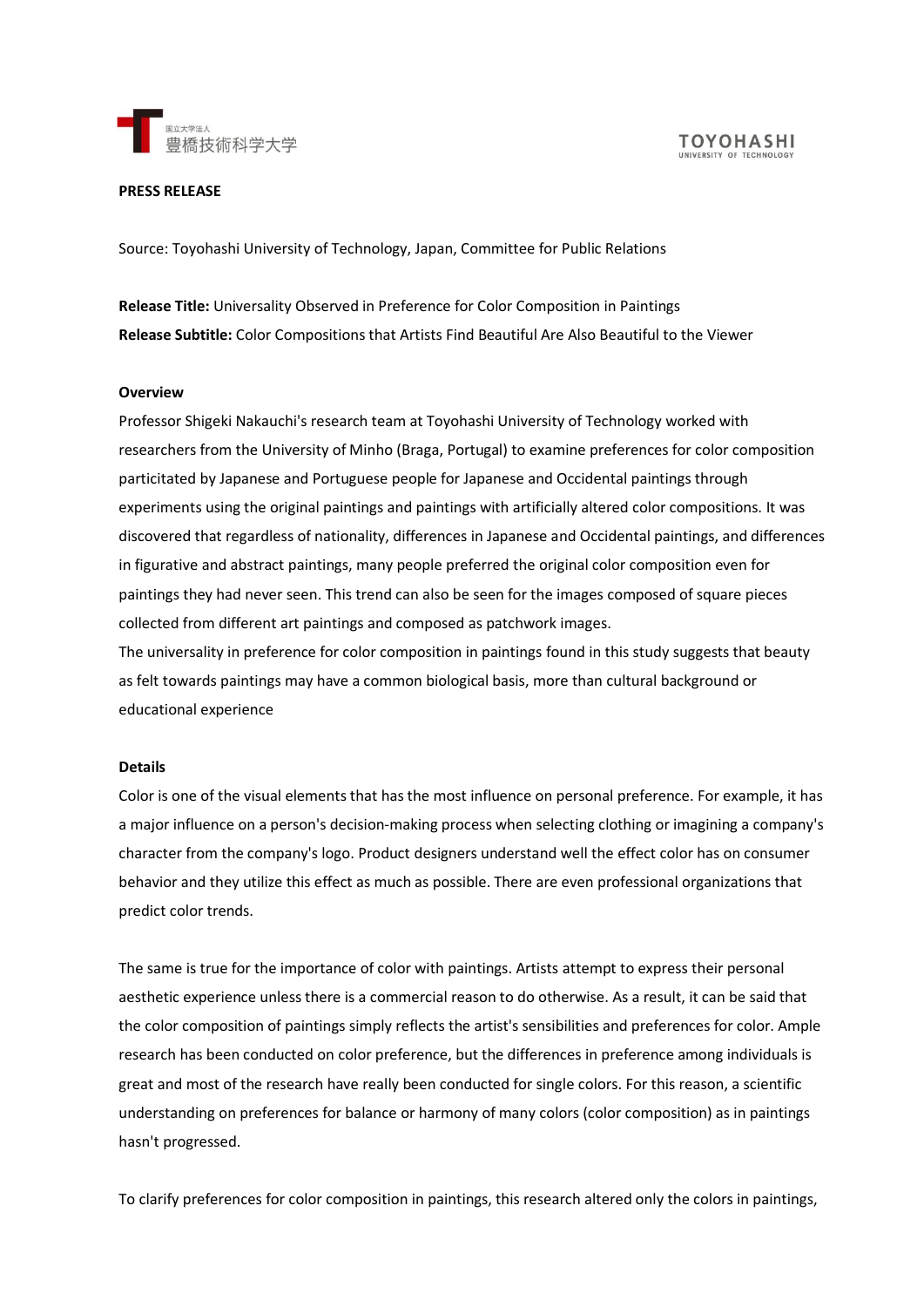国立大学法人
豊橋技術科学大学

TOYOHASHI
UNIVERSITY OF TECHNOLOGY

**PRESS RELEASE**

Source: Toyohashi University of Technology, Japan, Committee for Public Relations

**Release Title:** Universality Observed in Preference for Color Composition in Paintings

**Release Subtitle:** Color Compositions that Artists Find Beautiful Are Also Beautiful to the Viewer

**Overview**

Professor Shigeki Nakauchi's research team at Toyohashi University of Technology worked with researchers from the University of Minho (Braga, Portugal) to examine preferences for color composition particitated by Japanese and Portuguese people for Japanese and Occidental paintings through experiments using the original paintings and paintings with artificially altered color compositions. It was discovered that regardless of nationality, differences in Japanese and Occidental paintings, and differences in figurative and abstract paintings, many people preferred the original color composition even for paintings they had never seen. This trend can also be seen for the images composed of square pieces collected from different art paintings and composed as patchwork images.

The universality in preference for color composition in paintings found in this study suggests that beauty as felt towards paintings may have a common biological basis, more than cultural background or educational experience

**Details**

Color is one of the visual elements that has the most influence on personal preference. For example, it has a major influence on a person's decision-making process when selecting clothing or imagining a company's character from the company's logo. Product designers understand well the effect color has on consumer behavior and they utilize this effect as much as possible. There are even professional organizations that predict color trends.

The same is true for the importance of color with paintings. Artists attempt to express their personal aesthetic experience unless there is a commercial reason to do otherwise. As a result, it can be said that the color composition of paintings simply reflects the artist's sensibilities and preferences for color. Ample research has been conducted on color preference, but the differences in preference among individuals is great and most of the research have really been conducted for single colors. For this reason, a scientific understanding on preferences for balance or harmony of many colors (color composition) as in paintings hasn't progressed.

To clarify preferences for color composition in paintings, this research altered only the colors in paintings,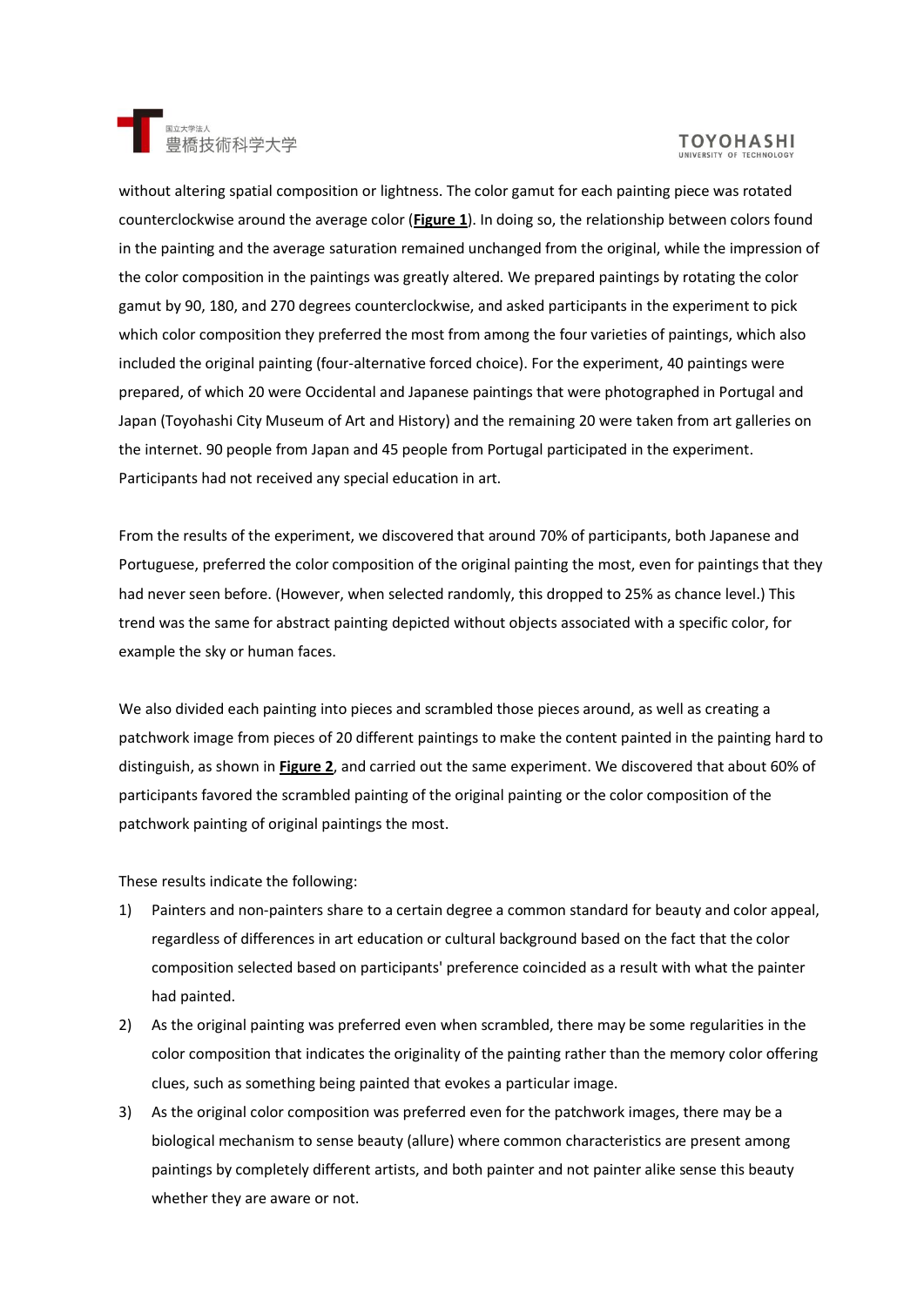without altering spatial composition or lightness. The color gamut for each painting piece was rotated counterclockwise around the average color (**Figure 1**). In doing so, the relationship between colors found in the painting and the average saturation remained unchanged from the original, while the impression of the color composition in the paintings was greatly altered. We prepared paintings by rotating the color gamut by 90, 180, and 270 degrees counterclockwise, and asked participants in the experiment to pick which color composition they preferred the most from among the four varieties of paintings, which also included the original painting (four-alternative forced choice). For the experiment, 40 paintings were prepared, of which 20 were Occidental and Japanese paintings that were photographed in Portugal and Japan (Toyohashi City Museum of Art and History) and the remaining 20 were taken from art galleries on the internet. 90 people from Japan and 45 people from Portugal participated in the experiment. Participants had not received any special education in art.

From the results of the experiment, we discovered that around 70% of participants, both Japanese and Portuguese, preferred the color composition of the original painting the most, even for paintings that they had never seen before. (However, when selected randomly, this dropped to 25% as chance level.) This trend was the same for abstract painting depicted without objects associated with a specific color, for example the sky or human faces.

We also divided each painting into pieces and scrambled those pieces around, as well as creating a patchwork image from pieces of 20 different paintings to make the content painted in the painting hard to distinguish, as shown in **Figure 2**, and carried out the same experiment. We discovered that about 60% of participants favored the scrambled painting of the original painting or the color composition of the patchwork painting of original paintings the most.

These results indicate the following:

1) Painters and non-painters share to a certain degree a common standard for beauty and color appeal, regardless of differences in art education or cultural background based on the fact that the color composition selected based on participants' preference coincided as a result with what the painter had painted.
2) As the original painting was preferred even when scrambled, there may be some regularities in the color composition that indicates the originality of the painting rather than the memory color offering clues, such as something being painted that evokes a particular image.
3) As the original color composition was preferred even for the patchwork images, there may be a biological mechanism to sense beauty (allure) where common characteristics are present among paintings by completely different artists, and both painter and not painter alike sense this beauty whether they are aware or not.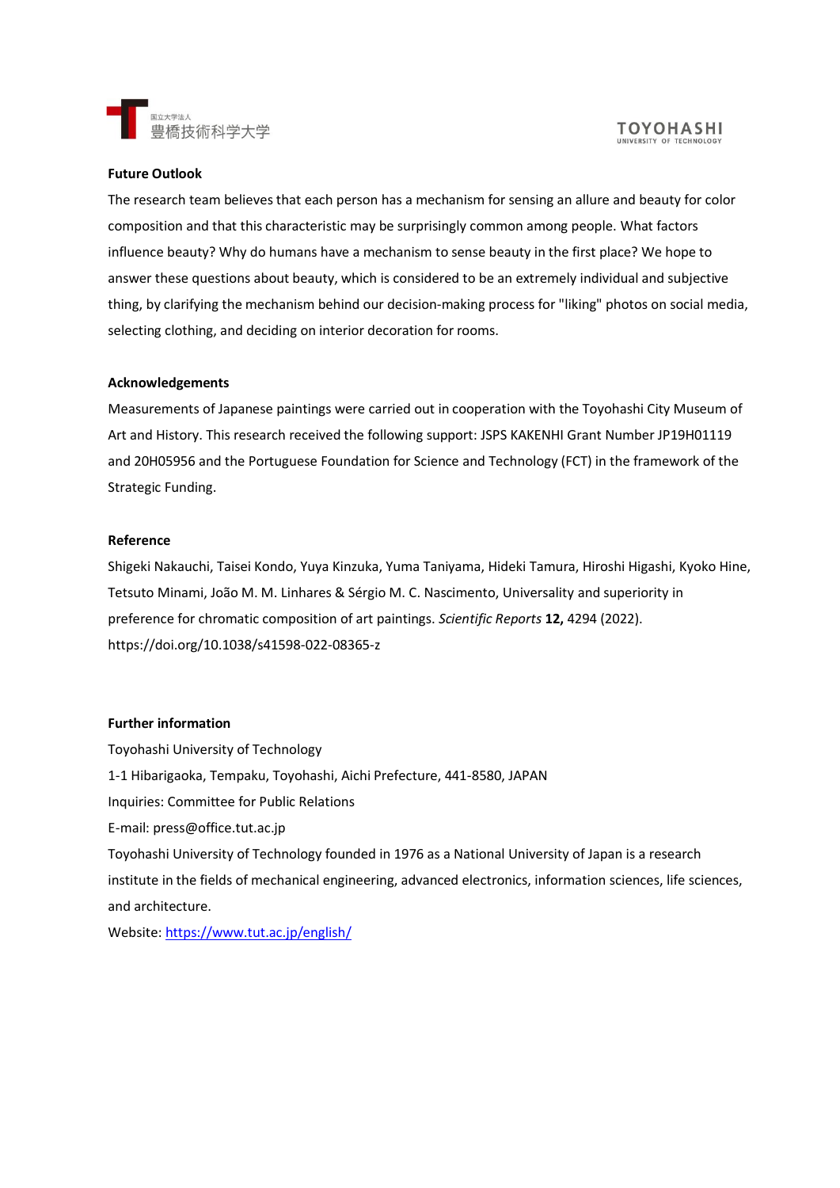**Future Outlook**

The research team believes that each person has a mechanism for sensing an allure and beauty for color composition and that this characteristic may be surprisingly common among people. What factors influence beauty? Why do humans have a mechanism to sense beauty in the first place? We hope to answer these questions about beauty, which is considered to be an extremely individual and subjective thing, by clarifying the mechanism behind our decision-making process for "liking" photos on social media, selecting clothing, and deciding on interior decoration for rooms.

**Acknowledgements**

Measurements of Japanese paintings were carried out in cooperation with the Toyohashi City Museum of Art and History. This research received the following support: JSPS KAKENHI Grant Number JP19H01119 and 20H05956 and the Portuguese Foundation for Science and Technology (FCT) in the framework of the Strategic Funding.

**Reference**

Shigeki Nakauchi, Taisei Kondo, Yuya Kinzuka, Yuma Taniyama, Hideki Tamura, Hiroshi Higashi, Kyoko Hine, Tetsuto Minami, João M. M. Linhares & Sérgio M. C. Nascimento, Universality and superiority in preference for chromatic composition of art paintings. *Scientific Reports* **12,** 4294 (2022). https://doi.org/10.1038/s41598-022-08365-z

**Further information**

Toyohashi University of Technology
1-1 Hibarigaoka, Tempaku, Toyohashi, Aichi Prefecture, 441-8580, JAPAN
Inquiries: Committee for Public Relations
E-mail: press@office.tut.ac.jp
Toyohashi University of Technology founded in 1976 as a National University of Japan is a research institute in the fields of mechanical engineering, advanced electronics, information sciences, life sciences, and architecture.
Website: https://www.tut.ac.jp/english/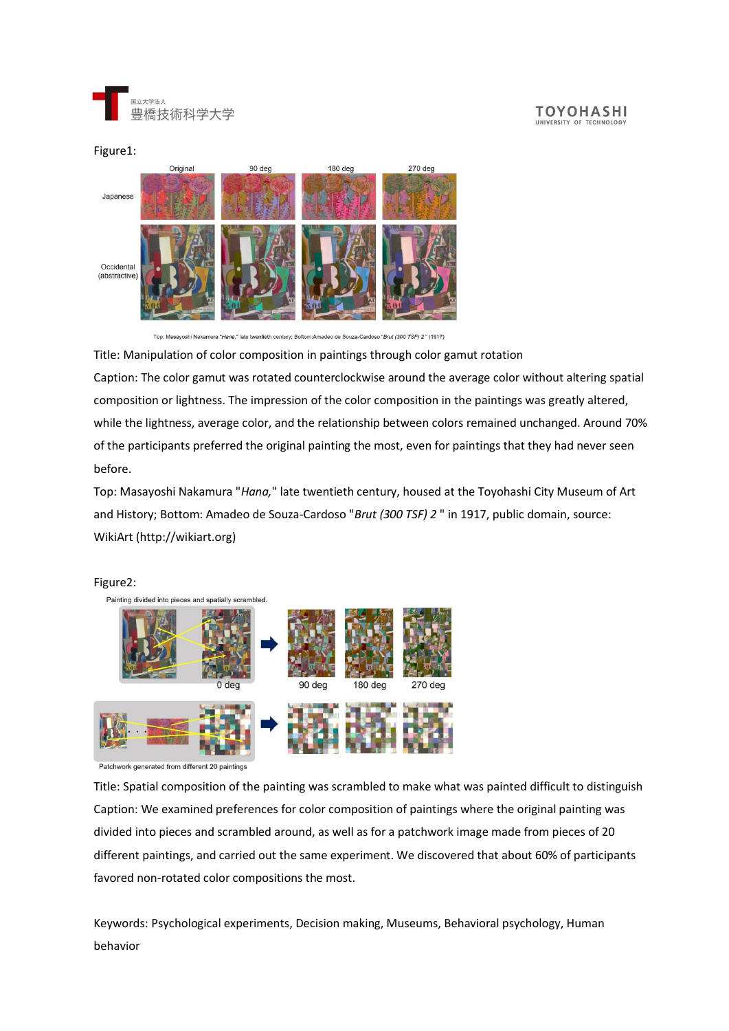Figure1:

Original

90 deg

180 deg

270 deg

Japanese

Occidental (abstractive)

Top: Masayoshi Nakamura "*Hana,*" late twentieth century; Bottom:Amadeo de Souza-Cardoso "*Brut (300 TSF) 2*" (1917)

Title: Manipulation of color composition in paintings through color gamut rotation

Caption: The color gamut was rotated counterclockwise around the average color without altering spatial composition or lightness. The impression of the color composition in the paintings was greatly altered, while the lightness, average color, and the relationship between colors remained unchanged. Around 70% of the participants preferred the original painting the most, even for paintings that they had never seen before.

Top: Masayoshi Nakamura "*Hana,*" late twentieth century, housed at the Toyohashi City Museum of Art and History; Bottom: Amadeo de Souza-Cardoso "*Brut (300 TSF) 2* " in 1917, public domain, source: WikiArt (http://wikiart.org)

Figure2:

Painting divided into pieces and spatially scrambled.

0 deg

90 deg

180 deg

270 deg

Patchwork generated from different 20 paintings

Title: Spatial composition of the painting was scrambled to make what was painted difficult to distinguish

Caption: We examined preferences for color composition of paintings where the original painting was divided into pieces and scrambled around, as well as for a patchwork image made from pieces of 20 different paintings, and carried out the same experiment. We discovered that about 60% of participants favored non-rotated color compositions the most.

Keywords: Psychological experiments, Decision making, Museums, Behavioral psychology, Human behavior